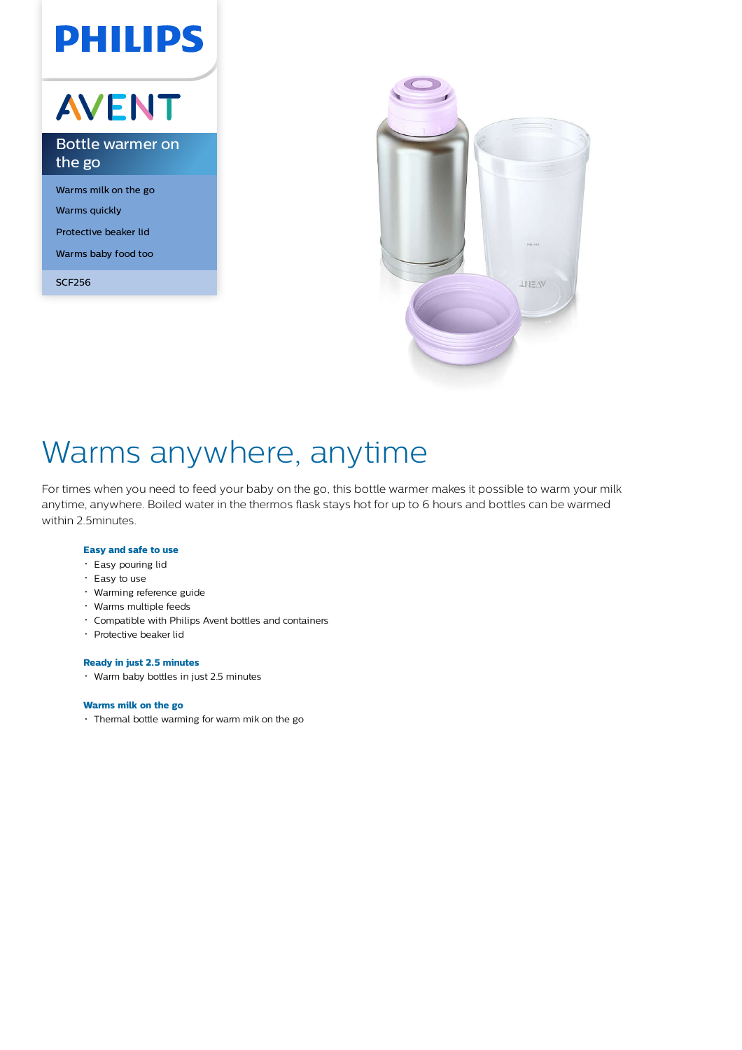PHILIPS

AVENT

## Bottle warmer on the go

- Warms milk on the go
- Warms quickly
- Protective beaker lid
- Warms baby food too

SCF256

# Warms anywhere, anytime

For times when you need to feed your baby on the go, this bottle warmer makes it possible to warm your milk anytime, anywhere. Boiled water in the thermos flask stays hot for up to 6 hours and bottles can be warmed within 2.5minutes.

### Easy and safe to use

- Easy pouring lid
- Easy to use
- Warming reference guide
- Warms multiple feeds
- Compatible with Philips Avent bottles and containers
- Protective beaker lid

### Ready in just 2.5 minutes

- Warm baby bottles in just 2.5 minutes

### Warms milk on the go

- Thermal bottle warming for warm mik on the go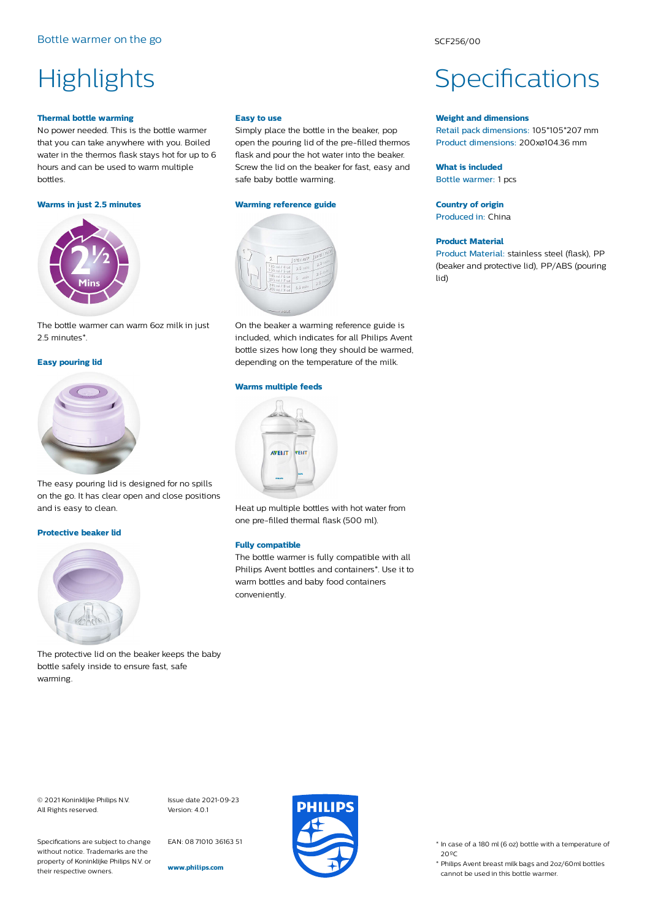Bottle warmer on the go

SCF256/00

# Highlights

### Thermal bottle warming

No power needed. This is the bottle warmer that you can take anywhere with you. Boiled water in the thermos flask stays hot for up to 6 hours and can be used to warm multiple bottles.

### Warms in just 2.5 minutes

The bottle warmer can warm 6oz milk in just 2.5 minutes*.

### Easy pouring lid

The easy pouring lid is designed for no spills on the go. It has clear open and close positions and is easy to clean.

### Protective beaker lid

The protective lid on the beaker keeps the baby bottle safely inside to ensure fast, safe warming.

### Easy to use

Simply place the bottle in the beaker, pop open the pouring lid of the pre-filled thermos flask and pour the hot water into the beaker. Screw the lid on the beaker for fast, easy and safe baby bottle warming.

### Warming reference guide

On the beaker a warming reference guide is included, which indicates for all Philips Avent bottle sizes how long they should be warmed, depending on the temperature of the milk.

### Warms multiple feeds

Heat up multiple bottles with hot water from one pre-filled thermal flask (500 ml).

### Fully compatible

The bottle warmer is fully compatible with all Philips Avent bottles and containers*. Use it to warm bottles and baby food containers conveniently.

# Specifications

### Weight and dimensions

- Retail pack dimensions: 105*105*207 mm
- Product dimensions: 200xø104.36 mm

### What is included

- Bottle warmer: 1 pcs

### Country of origin

- Produced in: China

### Product Material

- Product Material: stainless steel (flask), PP (beaker and protective lid), PP/ABS (pouring lid)

© 2021 Koninklijke Philips N.V.
All Rights reserved.

Specifications are subject to change without notice. Trademarks are the property of Koninklijke Philips N.V. or their respective owners.

Issue date 2021-09-23
Version: 4.0.1

EAN: 08 71010 36163 51

www.philips.com

* In case of a 180 ml (6 oz) bottle with a temperature of 20ºC
* Philips Avent breast milk bags and 2oz/60ml bottles cannot be used in this bottle warmer.